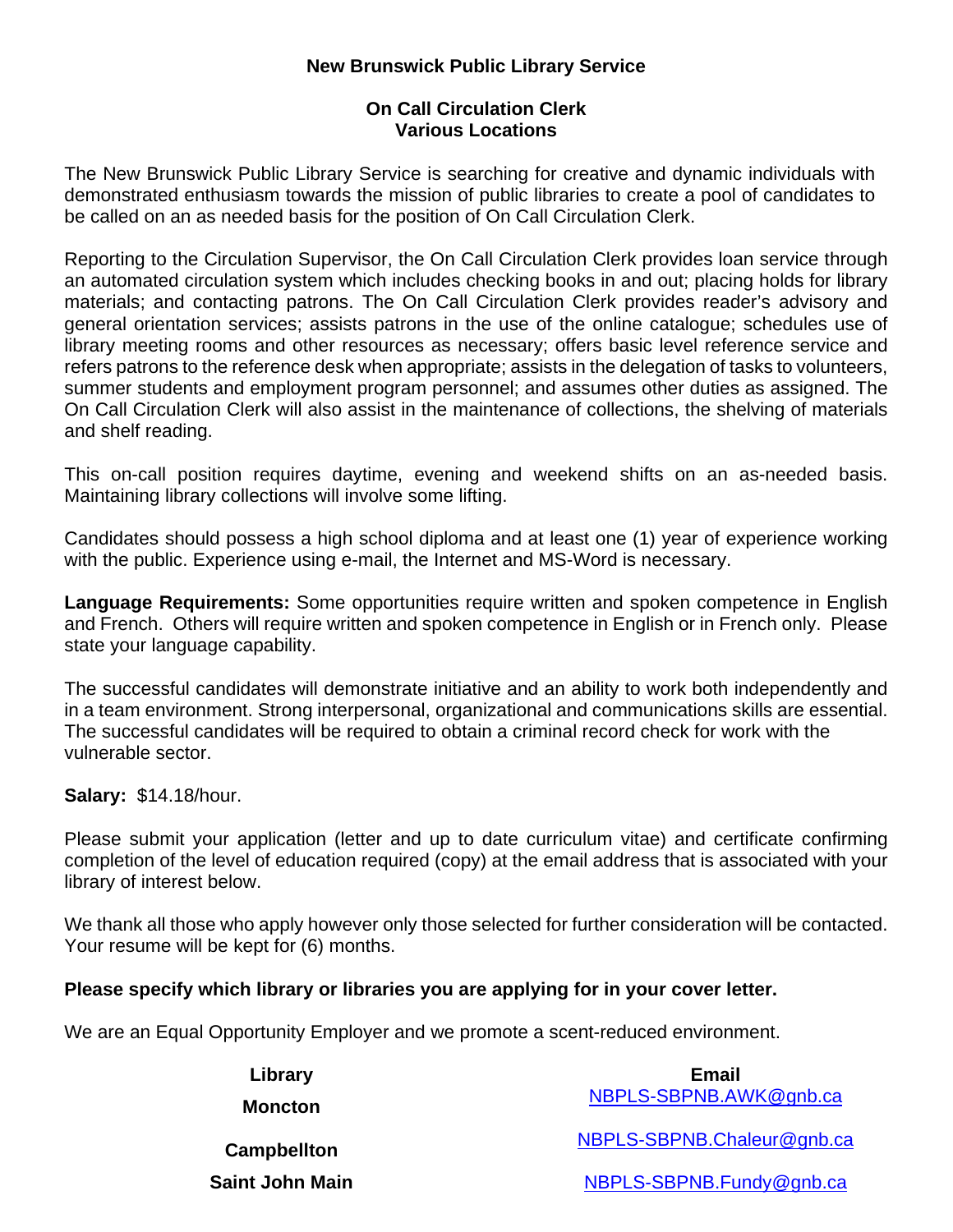# New Brunswick Public Library Service

## On Call Circulation Clerk
## Various Locations

The New Brunswick Public Library Service is searching for creative and dynamic individuals with demonstrated enthusiasm towards the mission of public libraries to create a pool of candidates to be called on an as needed basis for the position of On Call Circulation Clerk.

Reporting to the Circulation Supervisor, the On Call Circulation Clerk provides loan service through an automated circulation system which includes checking books in and out; placing holds for library materials; and contacting patrons. The On Call Circulation Clerk provides reader's advisory and general orientation services; assists patrons in the use of the online catalogue; schedules use of library meeting rooms and other resources as necessary; offers basic level reference service and refers patrons to the reference desk when appropriate; assists in the delegation of tasks to volunteers, summer students and employment program personnel; and assumes other duties as assigned. The On Call Circulation Clerk will also assist in the maintenance of collections, the shelving of materials and shelf reading.

This on-call position requires daytime, evening and weekend shifts on an as-needed basis. Maintaining library collections will involve some lifting.

Candidates should possess a high school diploma and at least one (1) year of experience working with the public. Experience using e-mail, the Internet and MS-Word is necessary.

**Language Requirements:** Some opportunities require written and spoken competence in English and French. Others will require written and spoken competence in English or in French only. Please state your language capability.

The successful candidates will demonstrate initiative and an ability to work both independently and in a team environment. Strong interpersonal, organizational and communications skills are essential. The successful candidates will be required to obtain a criminal record check for work with the vulnerable sector.

**Salary:** $14.18/hour.

Please submit your application (letter and up to date curriculum vitae) and certificate confirming completion of the level of education required (copy) at the email address that is associated with your library of interest below.

We thank all those who apply however only those selected for further consideration will be contacted. Your resume will be kept for (6) months.

**Please specify which library or libraries you are applying for in your cover letter.**

We are an Equal Opportunity Employer and we promote a scent-reduced environment.

| Library | Email |
|---|---|
| Moncton | NBPLS-SBPNB.AWK@gnb.ca |
| Campbellton | NBPLS-SBPNB.Chaleur@gnb.ca |
| Saint John Main | NBPLS-SBPNB.Fundy@gnb.ca |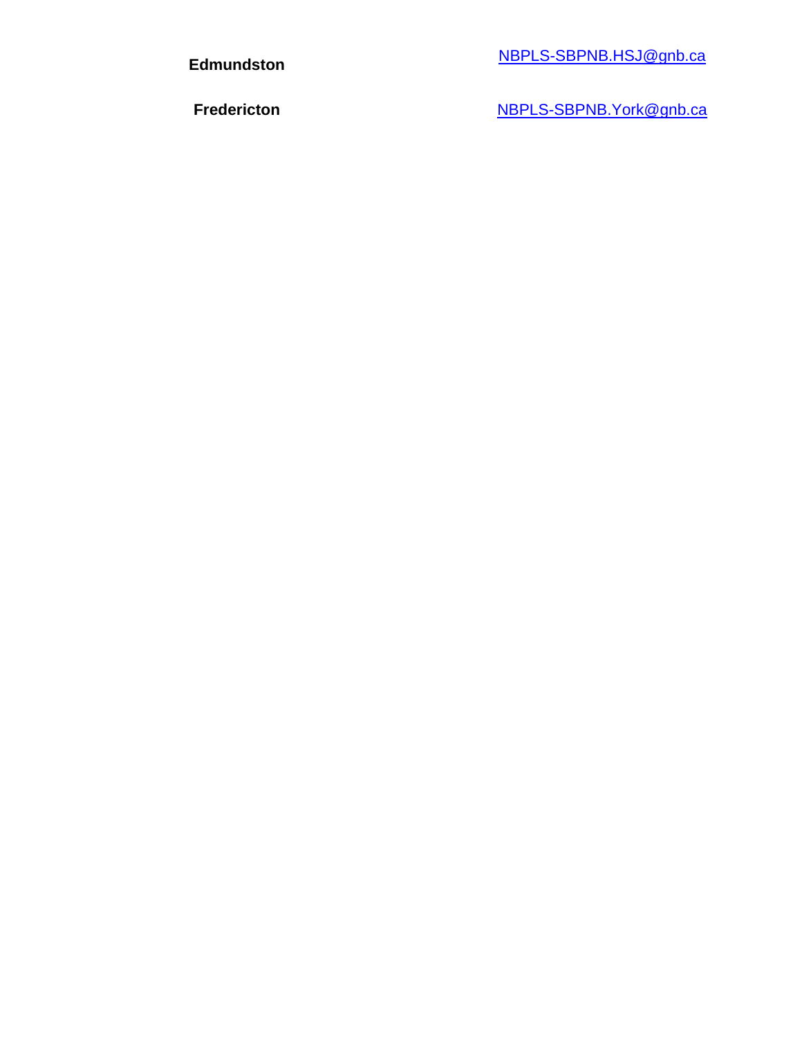| | |
|---|---|
| **Edmundston** | NBPLS-SBPNB.HSJ@gnb.ca |
| **Fredericton** | NBPLS-SBPNB.York@gnb.ca |